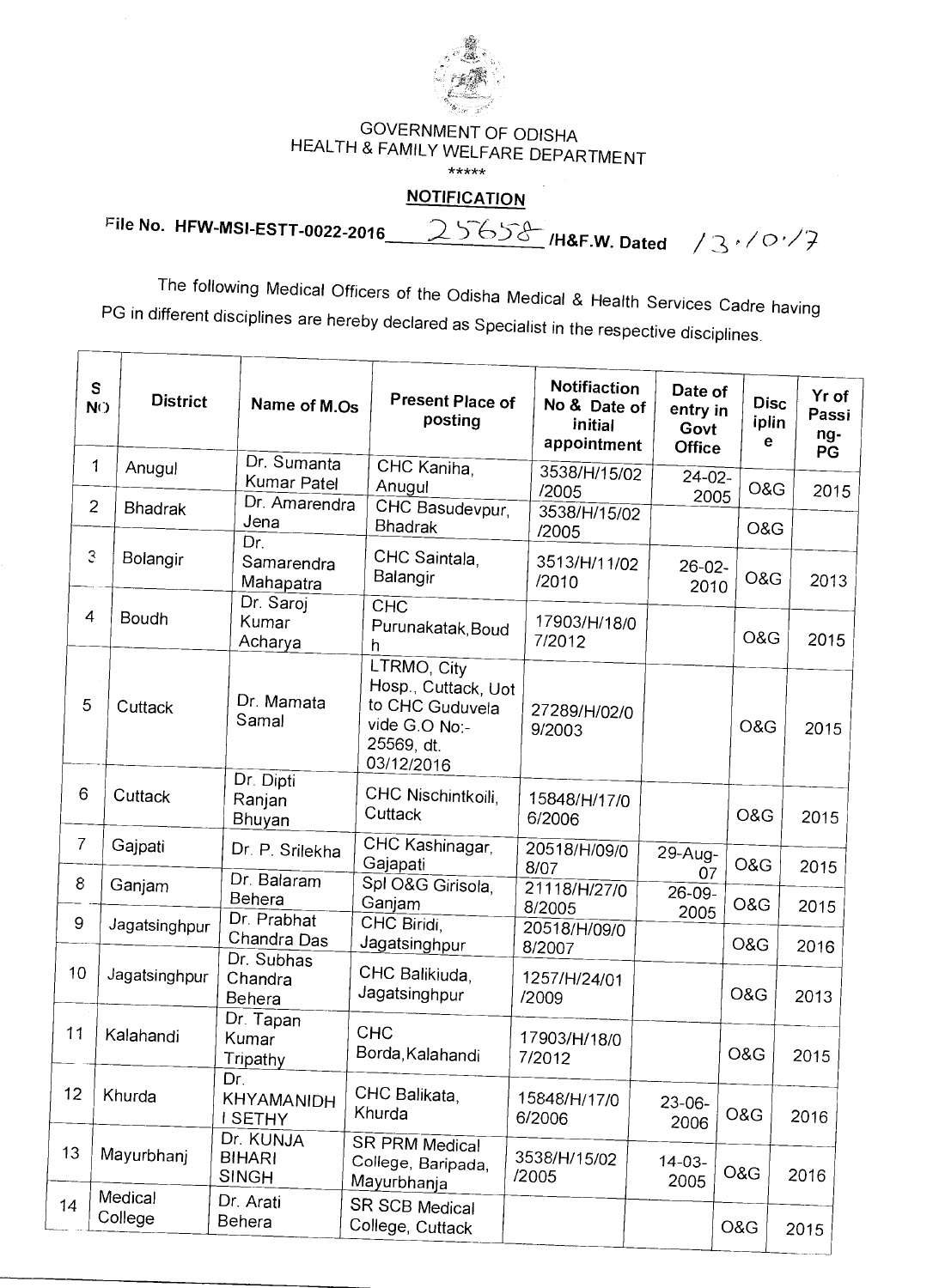GOVERNMENT OF ODISHA
HEALTH & FAMILY WELFARE DEPARTMENT
\*\*\*\*\*

**NOTIFICATION**

File No. HFW-MSI-ESTT-0022-2016 25658 /H&F.W. Dated 13.10.17

The following Medical Officers of the Odisha Medical & Health Services Cadre having PG in different disciplines are hereby declared as Specialist in the respective disciplines.

| S NO | District | Name of M.Os | Present Place of posting | Notifiaction No & Date of initial appointment | Date of entry in Govt Office | Discipline | Yr of Passing-PG |
|---|---|---|---|---|---|---|---|
| 1 | Anugul | Dr. Sumanta Kumar Patel | CHC Kaniha, Anugul | 3538/H/15/02/2005 | 24-02-2005 | O&G | 2015 |
| 2 | Bhadrak | Dr. Amarendra Jena | CHC Basudevpur, Bhadrak | 3538/H/15/02/2005 | | O&G | |
| 3 | Bolangir | Dr. Samarendra Mahapatra | CHC Saintala, Balangir | 3513/H/11/02/2010 | 26-02-2010 | O&G | 2013 |
| 4 | Boudh | Dr. Saroj Kumar Acharya | CHC Purunakatak,Boudh | 17903/H/18/07/2012 | | O&G | 2015 |
| 5 | Cuttack | Dr. Mamata Samal | LTRMO, City Hosp., Cuttack, Uot to CHC Guduvela vide G.O No:- 25569, dt. 03/12/2016 | 27289/H/02/09/2003 | | O&G | 2015 |
| 6 | Cuttack | Dr. Dipti Ranjan Bhuyan | CHC Nischintkoili, Cuttack | 15848/H/17/06/2006 | | O&G | 2015 |
| 7 | Gajpati | Dr. P. Srilekha | CHC Kashinagar, Gajapati | 20518/H/09/08/07 | 29-Aug-07 | O&G | 2015 |
| 8 | Ganjam | Dr. Balaram Behera | Spl O&G Girisola, Ganjam | 21118/H/27/08/2005 | 26-09-2005 | O&G | 2015 |
| 9 | Jagatsinghpur | Dr. Prabhat Chandra Das | CHC Biridi, Jagatsinghpur | 20518/H/09/08/2007 | | O&G | 2016 |
| 10 | Jagatsinghpur | Dr. Subhas Chandra Behera | CHC Balikiuda, Jagatsinghpur | 1257/H/24/01/2009 | | O&G | 2013 |
| 11 | Kalahandi | Dr. Tapan Kumar Tripathy | CHC Borda,Kalahandi | 17903/H/18/07/2012 | | O&G | 2015 |
| 12 | Khurda | Dr. KHYAMANIDHI SETHY | CHC Balikata, Khurda | 15848/H/17/06/2006 | 23-06-2006 | O&G | 2016 |
| 13 | Mayurbhanj | Dr. KUNJA BIHARI SINGH | SR PRM Medical College, Baripada, Mayurbhanja | 3538/H/15/02/2005 | 14-03-2005 | O&G | 2016 |
| 14 | Medical College | Dr. Arati Behera | SR SCB Medical College, Cuttack | | | O&G | 2015 |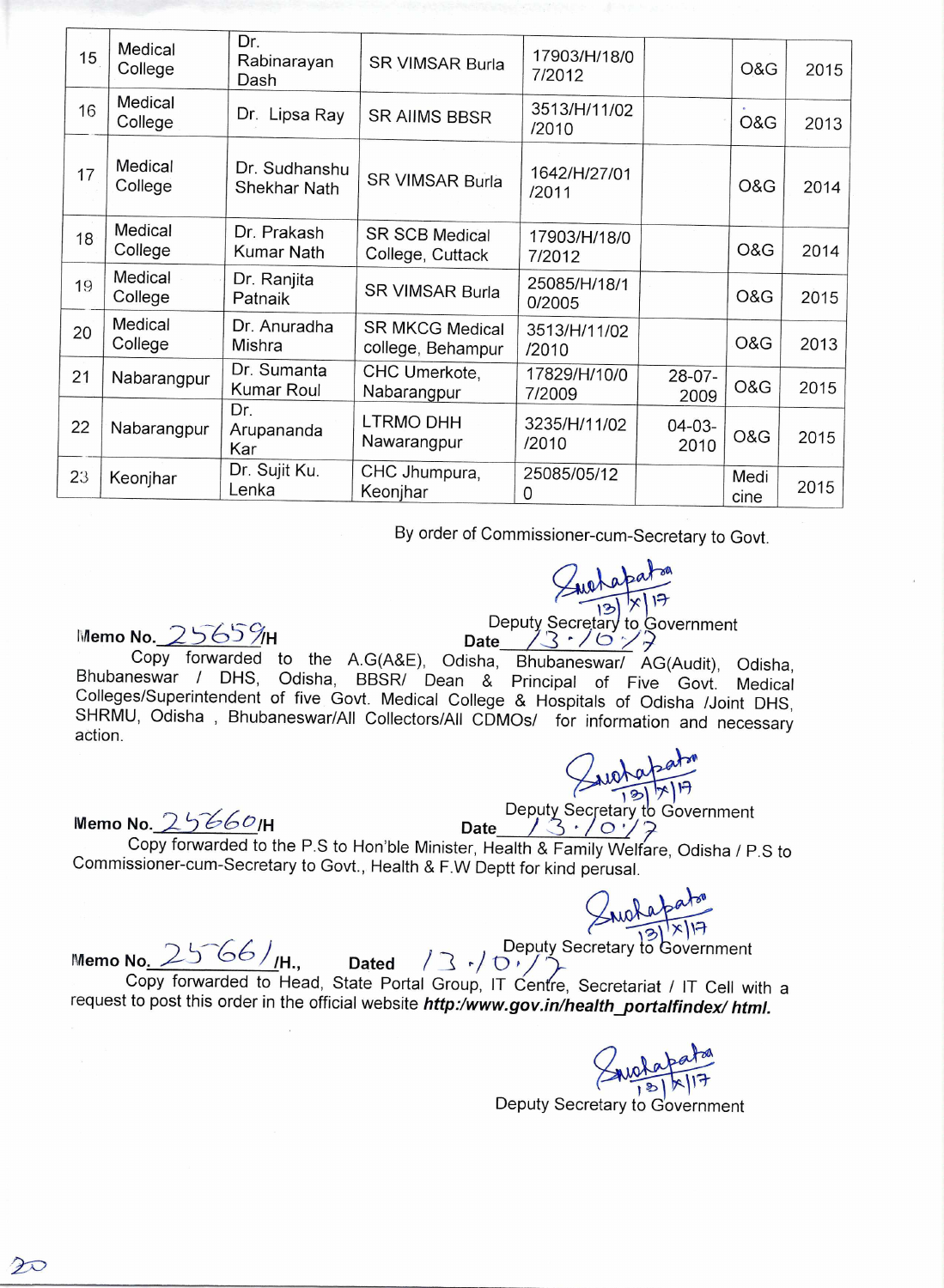| | | | | | | | |
|---|---|---|---|---|---|---|---|
| 15 | Medical College | Dr. Rabinarayan Dash | SR VIMSAR Burla | 17903/H/18/07/2012 | | O&G | 2015 |
| 16 | Medical College | Dr. Lipsa Ray | SR AIIMS BBSR | 3513/H/11/02/2010 | | O&G | 2013 |
| 17 | Medical College | Dr. Sudhanshu Shekhar Nath | SR VIMSAR Burla | 1642/H/27/01/2011 | | O&G | 2014 |
| 18 | Medical College | Dr. Prakash Kumar Nath | SR SCB Medical College, Cuttack | 17903/H/18/07/2012 | | O&G | 2014 |
| 19 | Medical College | Dr. Ranjita Patnaik | SR VIMSAR Burla | 25085/H/18/10/2005 | | O&G | 2015 |
| 20 | Medical College | Dr. Anuradha Mishra | SR MKCG Medical college, Behampur | 3513/H/11/02/2010 | | O&G | 2013 |
| 21 | Nabarangpur | Dr. Sumanta Kumar Roul | CHC Umerkote, Nabarangpur | 17829/H/10/07/2009 | 28-07-2009 | O&G | 2015 |
| 22 | Nabarangpur | Dr. Arupananda Kar | LTRMO DHH Nawarangpur | 3235/H/11/02/2010 | 04-03-2010 | O&G | 2015 |
| 23 | Keonjhar | Dr. Sujit Ku. Lenka | CHC Jhumpura, Keonjhar | 25085/05/120 | | Medicine | 2015 |

By order of Commissioner-cum-Secretary to Govt.

Sd/- 13/X/17
Deputy Secretary to Government

Memo No. 25659/H Date 13.10.17

Copy forwarded to the A.G(A&E), Odisha, Bhubaneswar/ AG(Audit), Odisha, Bhubaneswar / DHS, Odisha, BBSR/ Dean & Principal of Five Govt. Medical Colleges/Superintendent of five Govt. Medical College & Hospitals of Odisha /Joint DHS, SHRMU, Odisha , Bhubaneswar/All Collectors/All CDMOs/ for information and necessary action.

Sd/- 13/X/17
Deputy Secretary to Government

Memo No. 25660/H Date 13.10.17

Copy forwarded to the P.S to Hon'ble Minister, Health & Family Welfare, Odisha / P.S to Commissioner-cum-Secretary to Govt., Health & F.W Deptt for kind perusal.

Sd/- 13/X/17
Deputy Secretary to Government

Memo No. 25661/H., Dated 13.10.17

Copy forwarded to Head, State Portal Group, IT Centre, Secretariat / IT Cell with a request to post this order in the official website ***http:/www.gov.in/health_portalfindex/ html.***

Sd/- 13/X/17
Deputy Secretary to Government